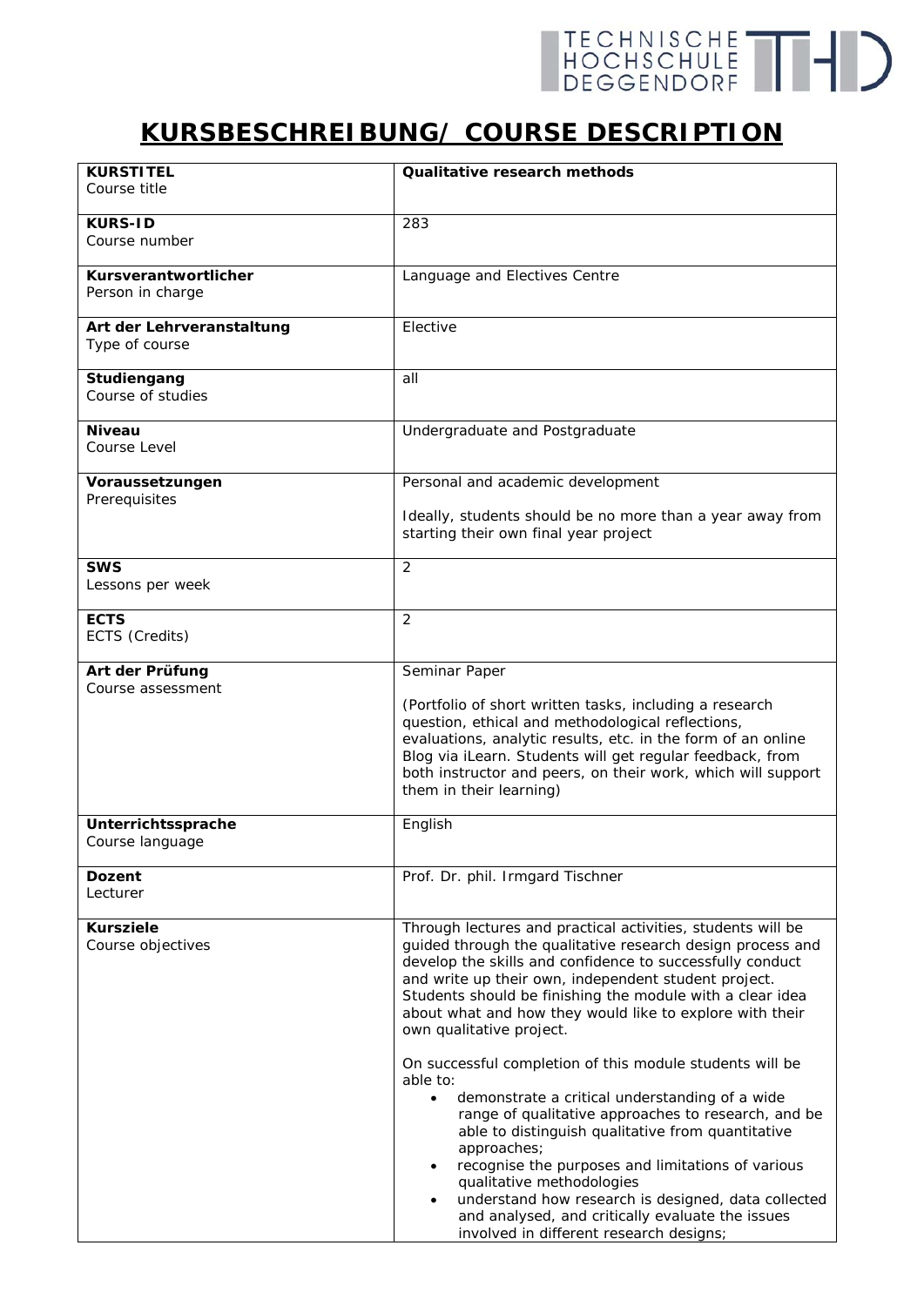# KURSBESCHREIBUNG/ COURSE DESCRIPTION

| | |
|---|---|
| **KURSTITEL**<br>Course title | **Qualitative research methods** |
| **KURS-ID**<br>Course number | 283 |
| **Kursverantwortlicher**<br>Person in charge | Language and Electives Centre |
| **Art der Lehrveranstaltung**<br>Type of course | Elective |
| **Studiengang**<br>Course of studies | all |
| **Niveau**<br>Course Level | Undergraduate and Postgraduate |
| **Voraussetzungen**<br>Prerequisites | Personal and academic development<br><br>Ideally, students should be no more than a year away from starting their own final year project |
| **SWS**<br>Lessons per week | 2 |
| **ECTS**<br>ECTS (Credits) | 2 |
| **Art der Prüfung**<br>Course assessment | Seminar Paper<br><br>(Portfolio of short written tasks, including a research question, ethical and methodological reflections, evaluations, analytic results, etc. in the form of an online Blog via iLearn. Students will get regular feedback, from both instructor and peers, on their work, which will support them in their learning) |
| **Unterrichtssprache**<br>Course language | English |
| **Dozent**<br>Lecturer | Prof. Dr. phil. Irmgard Tischner |
| **Kursziele**<br>Course objectives | Through lectures and practical activities, students will be guided through the qualitative research design process and develop the skills and confidence to successfully conduct and write up their own, independent student project. Students should be finishing the module with a clear idea about what and how they would like to explore with their own qualitative project.<br><br>On successful completion of this module students will be able to:<br>• demonstrate a critical understanding of a wide range of qualitative approaches to research, and be able to distinguish qualitative from quantitative approaches;<br>• recognise the purposes and limitations of various qualitative methodologies<br>• understand how research is designed, data collected and analysed, and critically evaluate the issues involved in different research designs; |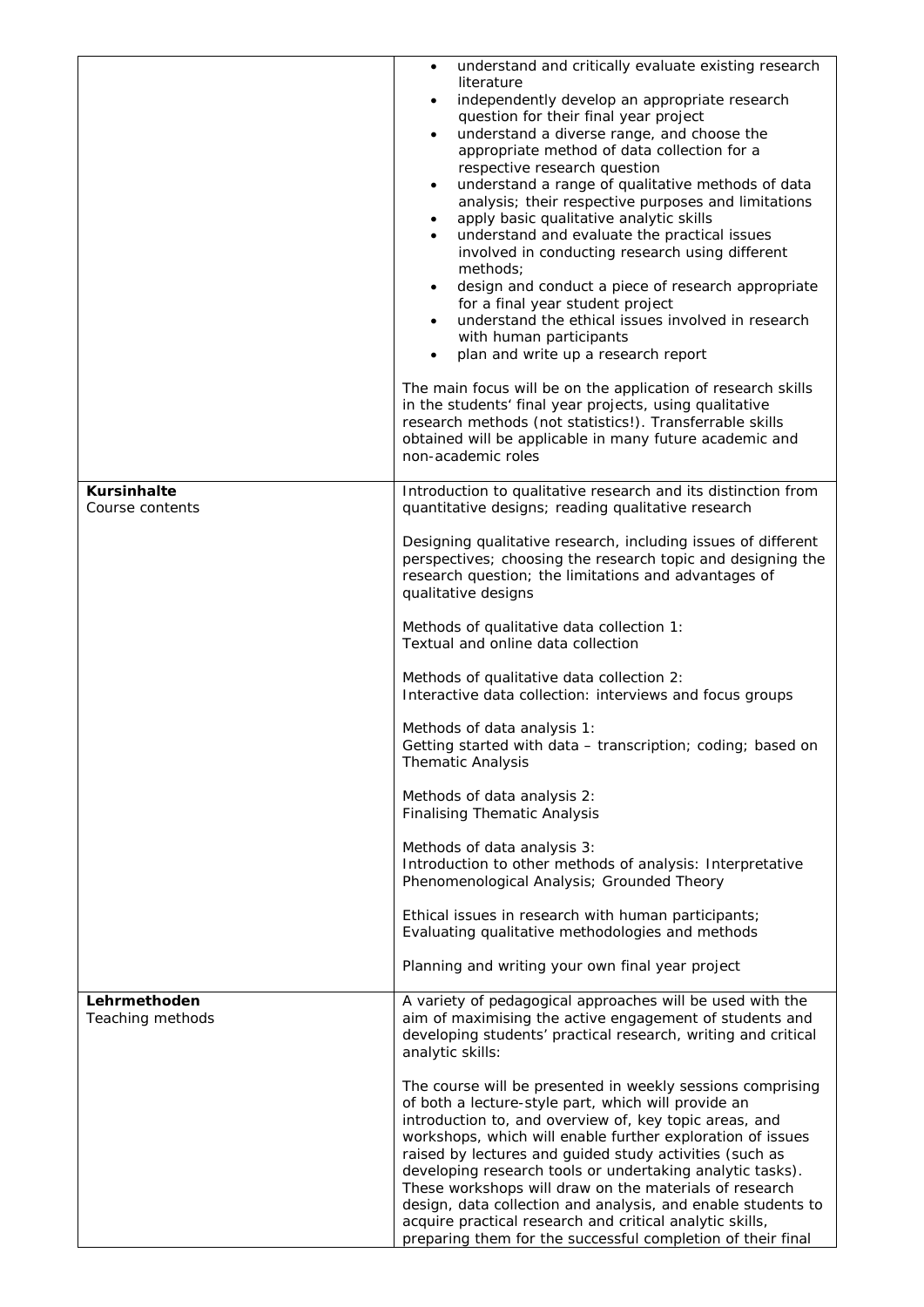| | |
|---|---|
| | • understand and critically evaluate existing research literature<br>• independently develop an appropriate research question for their final year project<br>• understand a diverse range, and choose the appropriate method of data collection for a respective research question<br>• understand a range of qualitative methods of data analysis; their respective purposes and limitations<br>• apply basic qualitative analytic skills<br>• understand and evaluate the practical issues involved in conducting research using different methods;<br>• design and conduct a piece of research appropriate for a final year student project<br>• understand the ethical issues involved in research with human participants<br>• plan and write up a research report<br><br>The main focus will be on the application of research skills in the students' final year projects, using qualitative research methods (not statistics!). Transferrable skills obtained will be applicable in many future academic and non-academic roles |
| **Kursinhalte**<br>Course contents | Introduction to qualitative research and its distinction from quantitative designs; reading qualitative research<br><br>Designing qualitative research, including issues of different perspectives; choosing the research topic and designing the research question; the limitations and advantages of qualitative designs<br><br>Methods of qualitative data collection 1:<br>Textual and online data collection<br><br>Methods of qualitative data collection 2:<br>Interactive data collection: interviews and focus groups<br><br>Methods of data analysis 1:<br>Getting started with data – transcription; coding; based on Thematic Analysis<br><br>Methods of data analysis 2:<br>Finalising Thematic Analysis<br><br>Methods of data analysis 3:<br>Introduction to other methods of analysis: Interpretative Phenomenological Analysis; Grounded Theory<br><br>Ethical issues in research with human participants;<br>Evaluating qualitative methodologies and methods<br><br>Planning and writing your own final year project |
| **Lehrmethoden**<br>Teaching methods | A variety of pedagogical approaches will be used with the aim of maximising the active engagement of students and developing students' practical research, writing and critical analytic skills:<br><br>The course will be presented in weekly sessions comprising of both a lecture-style part, which will provide an introduction to, and overview of, key topic areas, and workshops, which will enable further exploration of issues raised by lectures and guided study activities (such as developing research tools or undertaking analytic tasks). These workshops will draw on the materials of research design, data collection and analysis, and enable students to acquire practical research and critical analytic skills, preparing them for the successful completion of their final |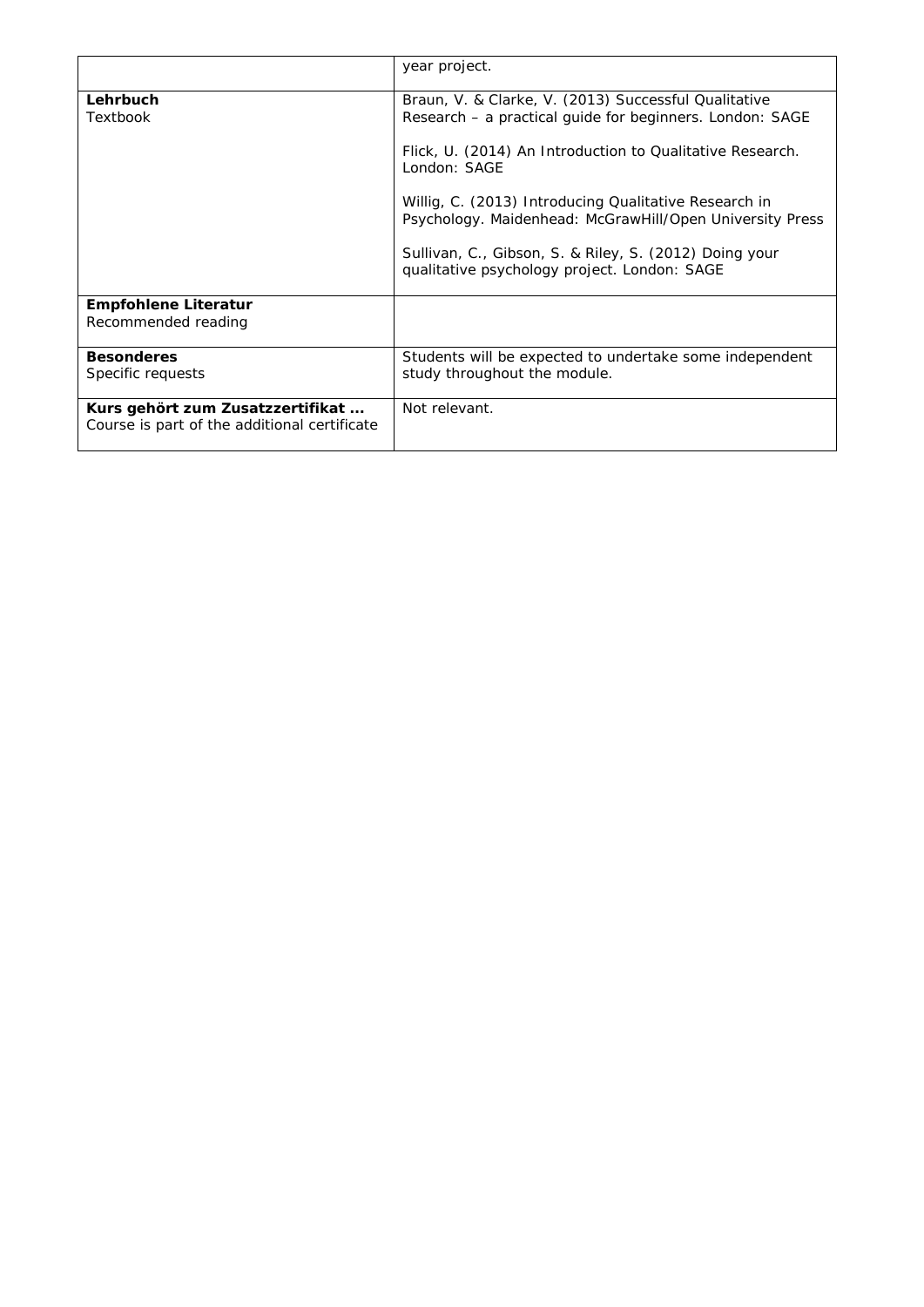| | |
|---|---|
| | year project. |
| **Lehrbuch**<br>Textbook | Braun, V. & Clarke, V. (2013) Successful Qualitative Research – a practical guide for beginners. London: SAGE<br><br>Flick, U. (2014) An Introduction to Qualitative Research. London: SAGE<br><br>Willig, C. (2013) Introducing Qualitative Research in Psychology. Maidenhead: McGrawHill/Open University Press<br><br>Sullivan, C., Gibson, S. & Riley, S. (2012) Doing your qualitative psychology project. London: SAGE |
| **Empfohlene Literatur**<br>Recommended reading | |
| **Besonderes**<br>Specific requests | Students will be expected to undertake some independent study throughout the module. |
| **Kurs gehört zum Zusatzzertifikat ...**<br>Course is part of the additional certificate | Not relevant. |